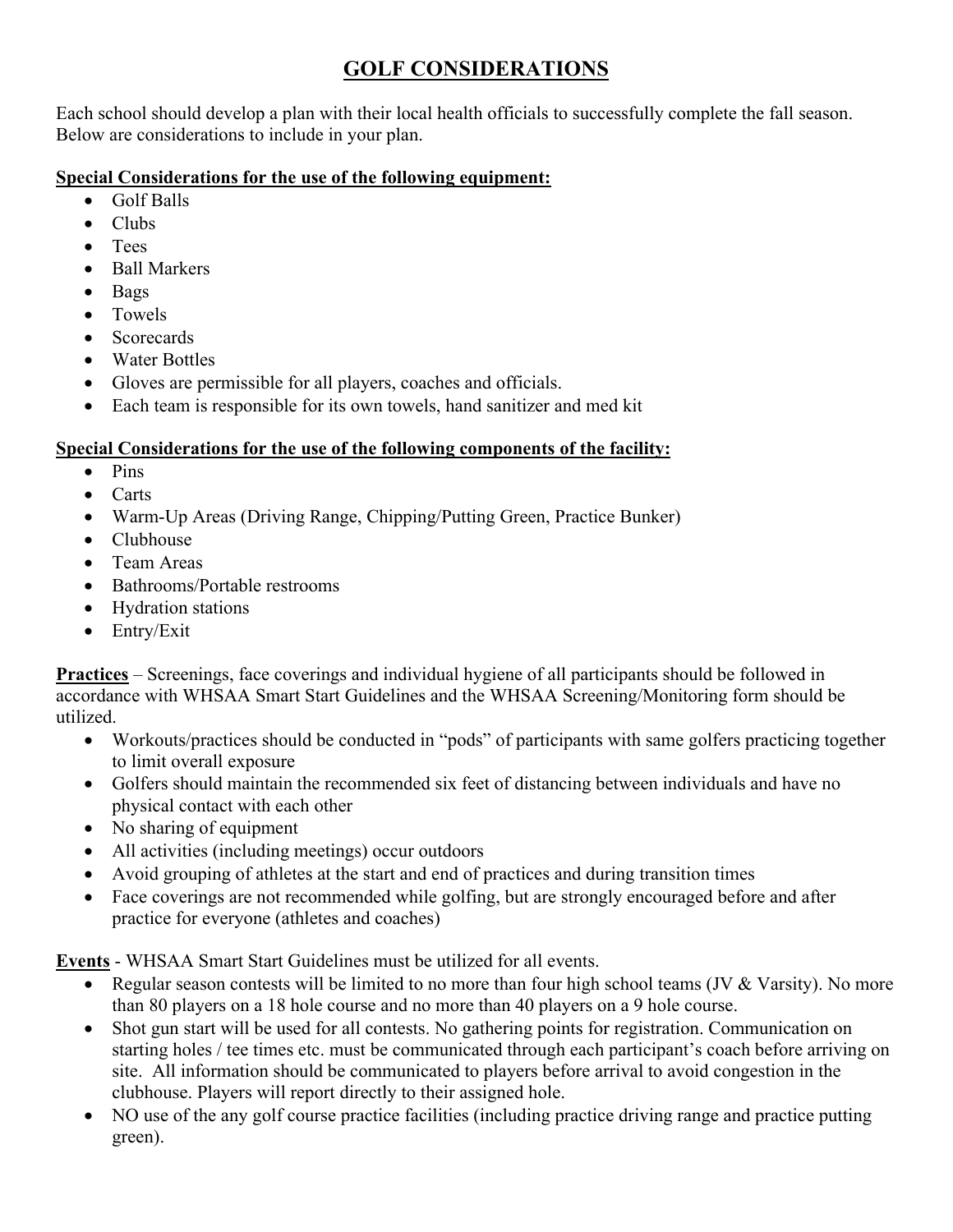# GOLF CONSIDERATIONS

Each school should develop a plan with their local health officials to successfully complete the fall season. Below are considerations to include in your plan.

**Special Considerations for the use of the following equipment:**

- Golf Balls
- Clubs
- Tees
- Ball Markers
- Bags
- Towels
- Scorecards
- Water Bottles
- Gloves are permissible for all players, coaches and officials.
- Each team is responsible for its own towels, hand sanitizer and med kit

**Special Considerations for the use of the following components of the facility:**

- Pins
- Carts
- Warm-Up Areas (Driving Range, Chipping/Putting Green, Practice Bunker)
- Clubhouse
- Team Areas
- Bathrooms/Portable restrooms
- Hydration stations
- Entry/Exit

**Practices** – Screenings, face coverings and individual hygiene of all participants should be followed in accordance with WHSAA Smart Start Guidelines and the WHSAA Screening/Monitoring form should be utilized.

- Workouts/practices should be conducted in "pods" of participants with same golfers practicing together to limit overall exposure
- Golfers should maintain the recommended six feet of distancing between individuals and have no physical contact with each other
- No sharing of equipment
- All activities (including meetings) occur outdoors
- Avoid grouping of athletes at the start and end of practices and during transition times
- Face coverings are not recommended while golfing, but are strongly encouraged before and after practice for everyone (athletes and coaches)

**Events** - WHSAA Smart Start Guidelines must be utilized for all events.

- Regular season contests will be limited to no more than four high school teams (JV & Varsity). No more than 80 players on a 18 hole course and no more than 40 players on a 9 hole course.
- Shot gun start will be used for all contests. No gathering points for registration. Communication on starting holes / tee times etc. must be communicated through each participant's coach before arriving on site. All information should be communicated to players before arrival to avoid congestion in the clubhouse. Players will report directly to their assigned hole.
- NO use of the any golf course practice facilities (including practice driving range and practice putting green).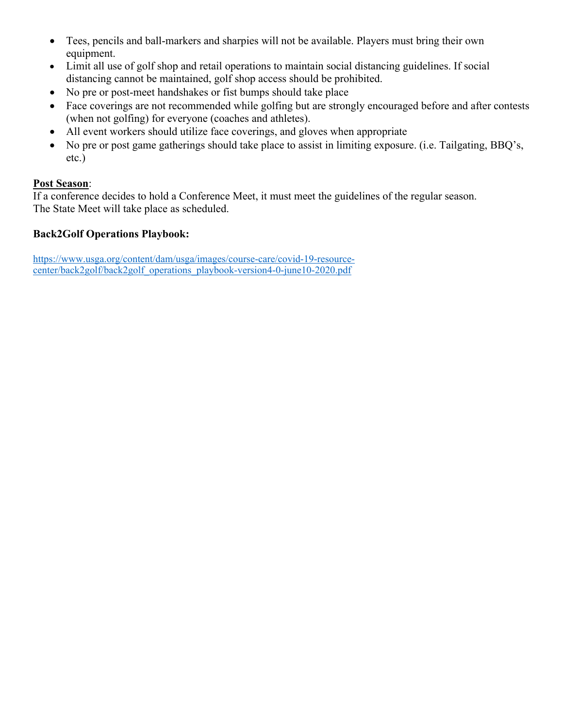- Tees, pencils and ball-markers and sharpies will not be available. Players must bring their own equipment.
- Limit all use of golf shop and retail operations to maintain social distancing guidelines. If social distancing cannot be maintained, golf shop access should be prohibited.
- No pre or post-meet handshakes or fist bumps should take place
- Face coverings are not recommended while golfing but are strongly encouraged before and after contests (when not golfing) for everyone (coaches and athletes).
- All event workers should utilize face coverings, and gloves when appropriate
- No pre or post game gatherings should take place to assist in limiting exposure. (i.e. Tailgating, BBQ's, etc.)

**Post Season**:
If a conference decides to hold a Conference Meet, it must meet the guidelines of the regular season.
The State Meet will take place as scheduled.

**Back2Golf Operations Playbook:**

https://www.usga.org/content/dam/usga/images/course-care/covid-19-resource-center/back2golf/back2golf_operations_playbook-version4-0-june10-2020.pdf